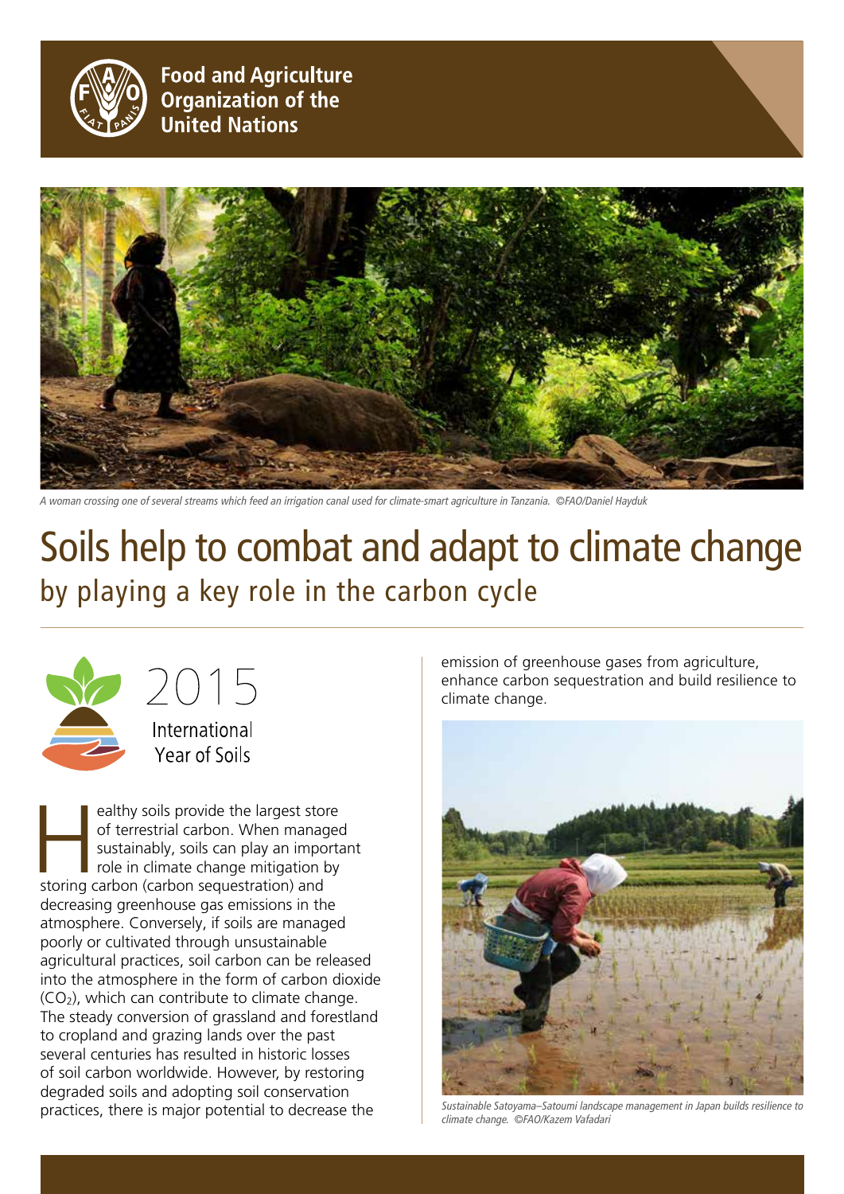Food and Agriculture Organization of the United Nations

*A woman crossing one of several streams which feed an irrigation canal used for climate-smart agriculture in Tanzania. ©FAO/Daniel Hayduk*

# Soils help to combat and adapt to climate change

## by playing a key role in the carbon cycle

2015 International Year of Soils

Healthy soils provide the largest store of terrestrial carbon. When managed sustainably, soils can play an important role in climate change mitigation by storing carbon (carbon sequestration) and decreasing greenhouse gas emissions in the atmosphere. Conversely, if soils are managed poorly or cultivated through unsustainable agricultural practices, soil carbon can be released into the atmosphere in the form of carbon dioxide ($CO_2$), which can contribute to climate change. The steady conversion of grassland and forestland to cropland and grazing lands over the past several centuries has resulted in historic losses of soil carbon worldwide. However, by restoring degraded soils and adopting soil conservation practices, there is major potential to decrease the emission of greenhouse gases from agriculture, enhance carbon sequestration and build resilience to climate change.

*Sustainable Satoyama–Satoumi landscape management in Japan builds resilience to climate change. ©FAO/Kazem Vafadari*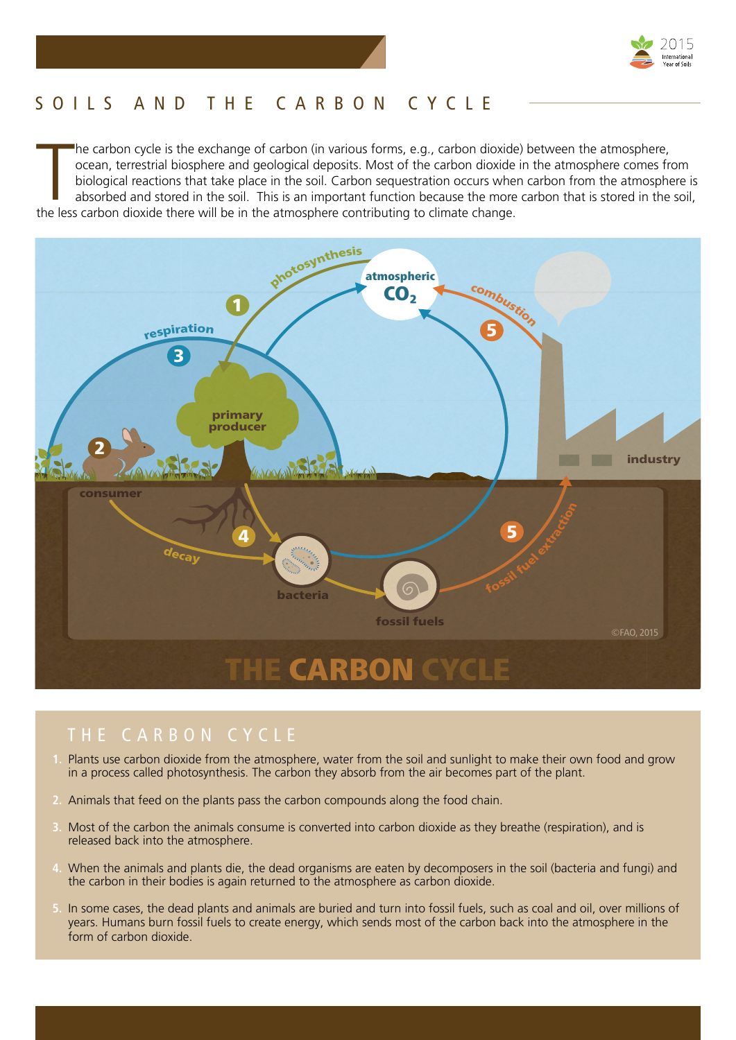# SOILS AND THE CARBON CYCLE

The carbon cycle is the exchange of carbon (in various forms, e.g., carbon dioxide) between the atmosphere, ocean, terrestrial biosphere and geological deposits. Most of the carbon dioxide in the atmosphere comes from biological reactions that take place in the soil. Carbon sequestration occurs when carbon from the atmosphere is absorbed and stored in the soil. This is an important function because the more carbon that is stored in the soil, the less carbon dioxide there will be in the atmosphere contributing to climate change.

## THE CARBON CYCLE

1. Plants use carbon dioxide from the atmosphere, water from the soil and sunlight to make their own food and grow in a process called photosynthesis. The carbon they absorb from the air becomes part of the plant.
2. Animals that feed on the plants pass the carbon compounds along the food chain.
3. Most of the carbon the animals consume is converted into carbon dioxide as they breathe (respiration), and is released back into the atmosphere.
4. When the animals and plants die, the dead organisms are eaten by decomposers in the soil (bacteria and fungi) and the carbon in their bodies is again returned to the atmosphere as carbon dioxide.
5. In some cases, the dead plants and animals are buried and turn into fossil fuels, such as coal and oil, over millions of years. Humans burn fossil fuels to create energy, which sends most of the carbon back into the atmosphere in the form of carbon dioxide.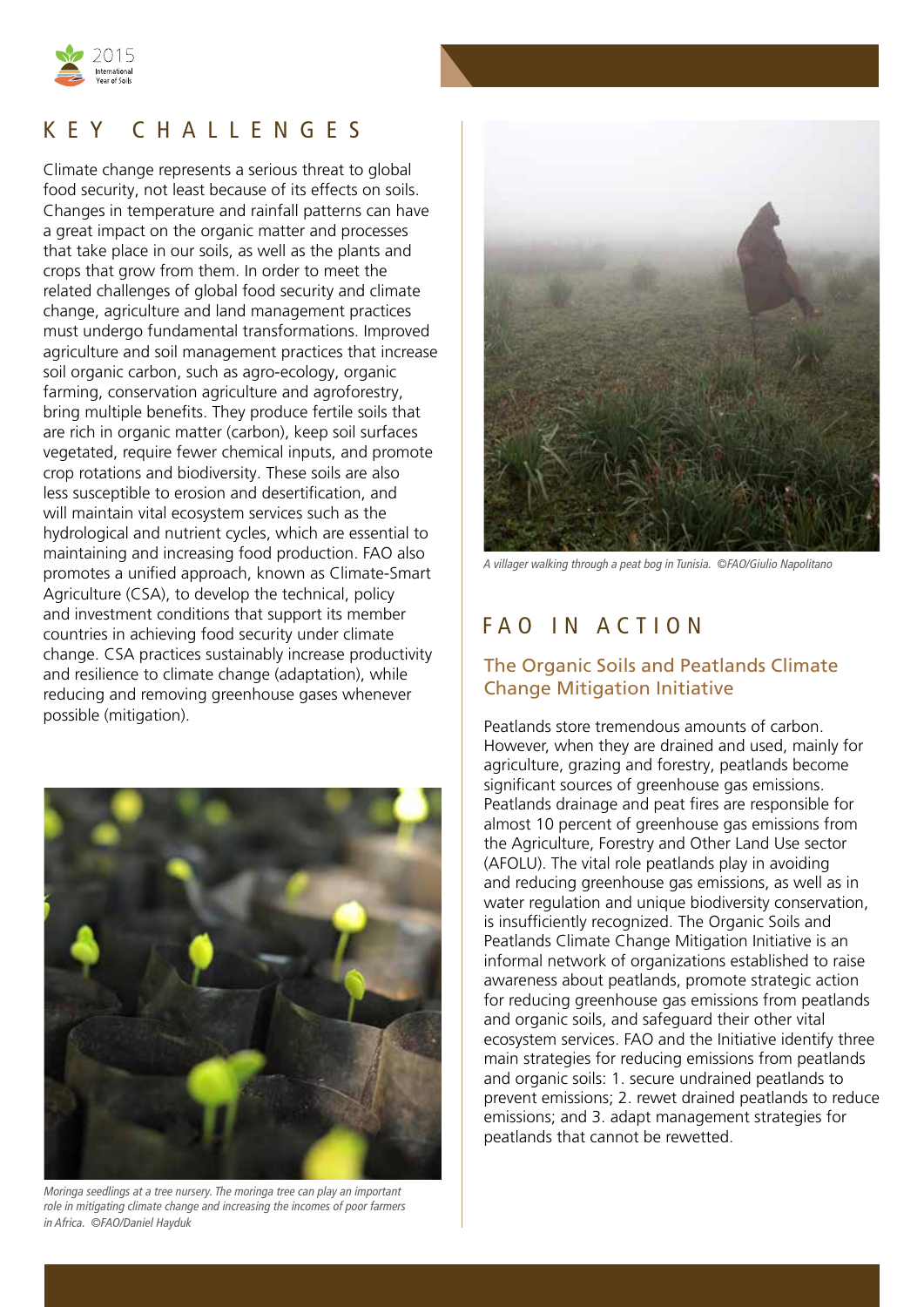## KEY CHALLENGES

Climate change represents a serious threat to global food security, not least because of its effects on soils. Changes in temperature and rainfall patterns can have a great impact on the organic matter and processes that take place in our soils, as well as the plants and crops that grow from them. In order to meet the related challenges of global food security and climate change, agriculture and land management practices must undergo fundamental transformations. Improved agriculture and soil management practices that increase soil organic carbon, such as agro-ecology, organic farming, conservation agriculture and agroforestry, bring multiple benefits. They produce fertile soils that are rich in organic matter (carbon), keep soil surfaces vegetated, require fewer chemical inputs, and promote crop rotations and biodiversity. These soils are also less susceptible to erosion and desertification, and will maintain vital ecosystem services such as the hydrological and nutrient cycles, which are essential to maintaining and increasing food production. FAO also promotes a unified approach, known as Climate-Smart Agriculture (CSA), to develop the technical, policy and investment conditions that support its member countries in achieving food security under climate change. CSA practices sustainably increase productivity and resilience to climate change (adaptation), while reducing and removing greenhouse gases whenever possible (mitigation).

*Moringa seedlings at a tree nursery. The moringa tree can play an important role in mitigating climate change and increasing the incomes of poor farmers in Africa. ©FAO/Daniel Hayduk*

*A villager walking through a peat bog in Tunisia. ©FAO/Giulio Napolitano*

## FAO IN ACTION

### The Organic Soils and Peatlands Climate Change Mitigation Initiative

Peatlands store tremendous amounts of carbon. However, when they are drained and used, mainly for agriculture, grazing and forestry, peatlands become significant sources of greenhouse gas emissions. Peatlands drainage and peat fires are responsible for almost 10 percent of greenhouse gas emissions from the Agriculture, Forestry and Other Land Use sector (AFOLU). The vital role peatlands play in avoiding and reducing greenhouse gas emissions, as well as in water regulation and unique biodiversity conservation, is insufficiently recognized. The Organic Soils and Peatlands Climate Change Mitigation Initiative is an informal network of organizations established to raise awareness about peatlands, promote strategic action for reducing greenhouse gas emissions from peatlands and organic soils, and safeguard their other vital ecosystem services. FAO and the Initiative identify three main strategies for reducing emissions from peatlands and organic soils: 1. secure undrained peatlands to prevent emissions; 2. rewet drained peatlands to reduce emissions; and 3. adapt management strategies for peatlands that cannot be rewetted.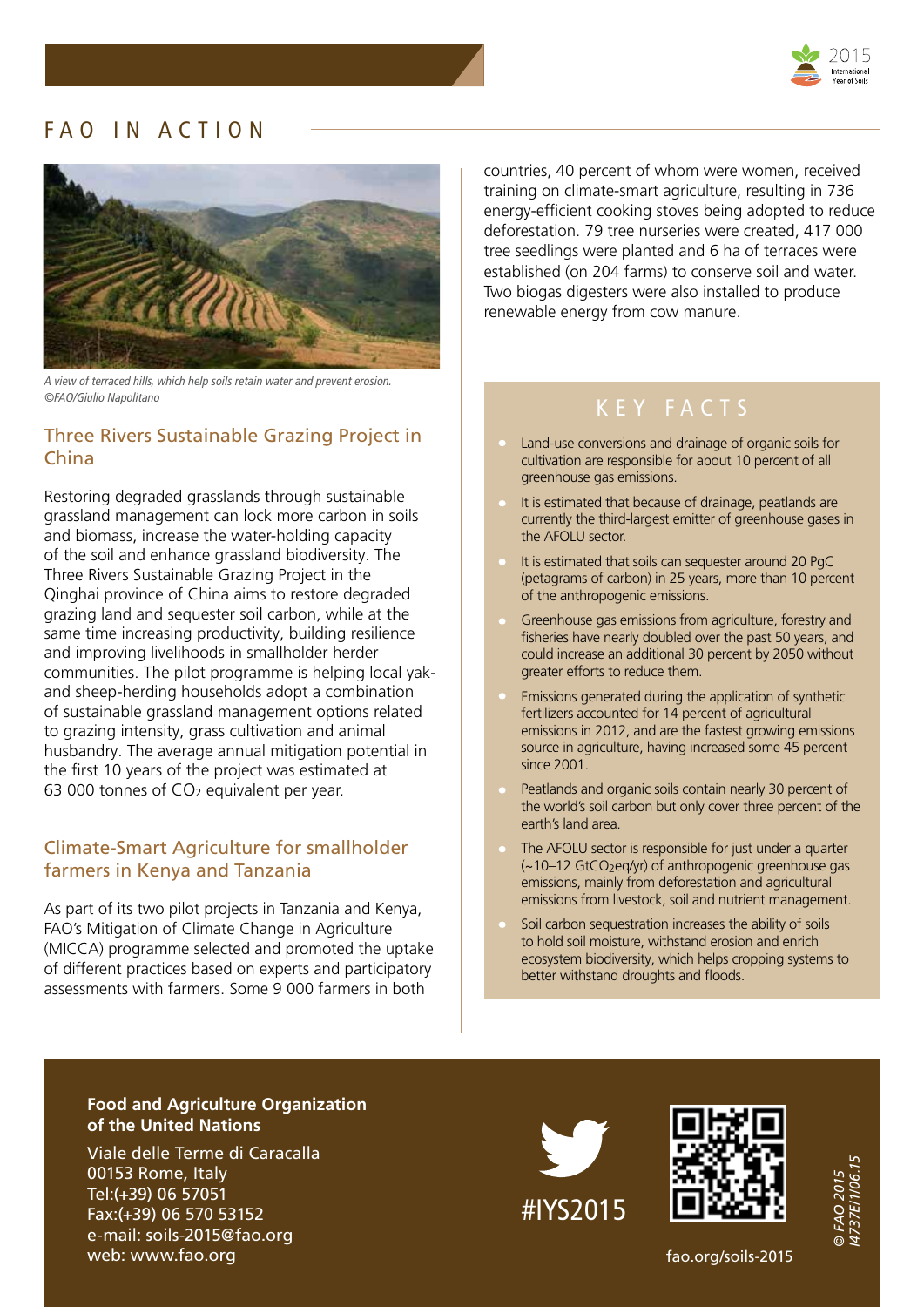## FAO IN ACTION

*A view of terraced hills, which help soils retain water and prevent erosion. ©FAO/Giulio Napolitano*

### Three Rivers Sustainable Grazing Project in China

Restoring degraded grasslands through sustainable grassland management can lock more carbon in soils and biomass, increase the water-holding capacity of the soil and enhance grassland biodiversity. The Three Rivers Sustainable Grazing Project in the Qinghai province of China aims to restore degraded grazing land and sequester soil carbon, while at the same time increasing productivity, building resilience and improving livelihoods in smallholder herder communities. The pilot programme is helping local yak- and sheep-herding households adopt a combination of sustainable grassland management options related to grazing intensity, grass cultivation and animal husbandry. The average annual mitigation potential in the first 10 years of the project was estimated at 63 000 tonnes of $CO_2$ equivalent per year.

### Climate-Smart Agriculture for smallholder farmers in Kenya and Tanzania

As part of its two pilot projects in Tanzania and Kenya, FAO's Mitigation of Climate Change in Agriculture (MICCA) programme selected and promoted the uptake of different practices based on experts and participatory assessments with farmers. Some 9 000 farmers in both countries, 40 percent of whom were women, received training on climate-smart agriculture, resulting in 736 energy-efficient cooking stoves being adopted to reduce deforestation. 79 tree nurseries were created, 417 000 tree seedlings were planted and 6 ha of terraces were established (on 204 farms) to conserve soil and water. Two biogas digesters were also installed to produce renewable energy from cow manure.

## KEY FACTS

- Land-use conversions and drainage of organic soils for cultivation are responsible for about 10 percent of all greenhouse gas emissions.
- It is estimated that because of drainage, peatlands are currently the third-largest emitter of greenhouse gases in the AFOLU sector.
- It is estimated that soils can sequester around 20 PgC (petagrams of carbon) in 25 years, more than 10 percent of the anthropogenic emissions.
- Greenhouse gas emissions from agriculture, forestry and fisheries have nearly doubled over the past 50 years, and could increase an additional 30 percent by 2050 without greater efforts to reduce them.
- Emissions generated during the application of synthetic fertilizers accounted for 14 percent of agricultural emissions in 2012, and are the fastest growing emissions source in agriculture, having increased some 45 percent since 2001.
- Peatlands and organic soils contain nearly 30 percent of the world's soil carbon but only cover three percent of the earth's land area.
- The AFOLU sector is responsible for just under a quarter (~10–12 $GtCO_2eq/yr$) of anthropogenic greenhouse gas emissions, mainly from deforestation and agricultural emissions from livestock, soil and nutrient management.
- Soil carbon sequestration increases the ability of soils to hold soil moisture, withstand erosion and enrich ecosystem biodiversity, which helps cropping systems to better withstand droughts and floods.

**Food and Agriculture Organization of the United Nations**

Viale delle Terme di Caracalla
00153 Rome, Italy
Tel:(+39) 06 57051
Fax:(+39) 06 570 53152
e-mail: soils-2015@fao.org
web: www.fao.org

#IYS2015

fao.org/soils-2015

© FAO 2015
I4737E/1/06.15